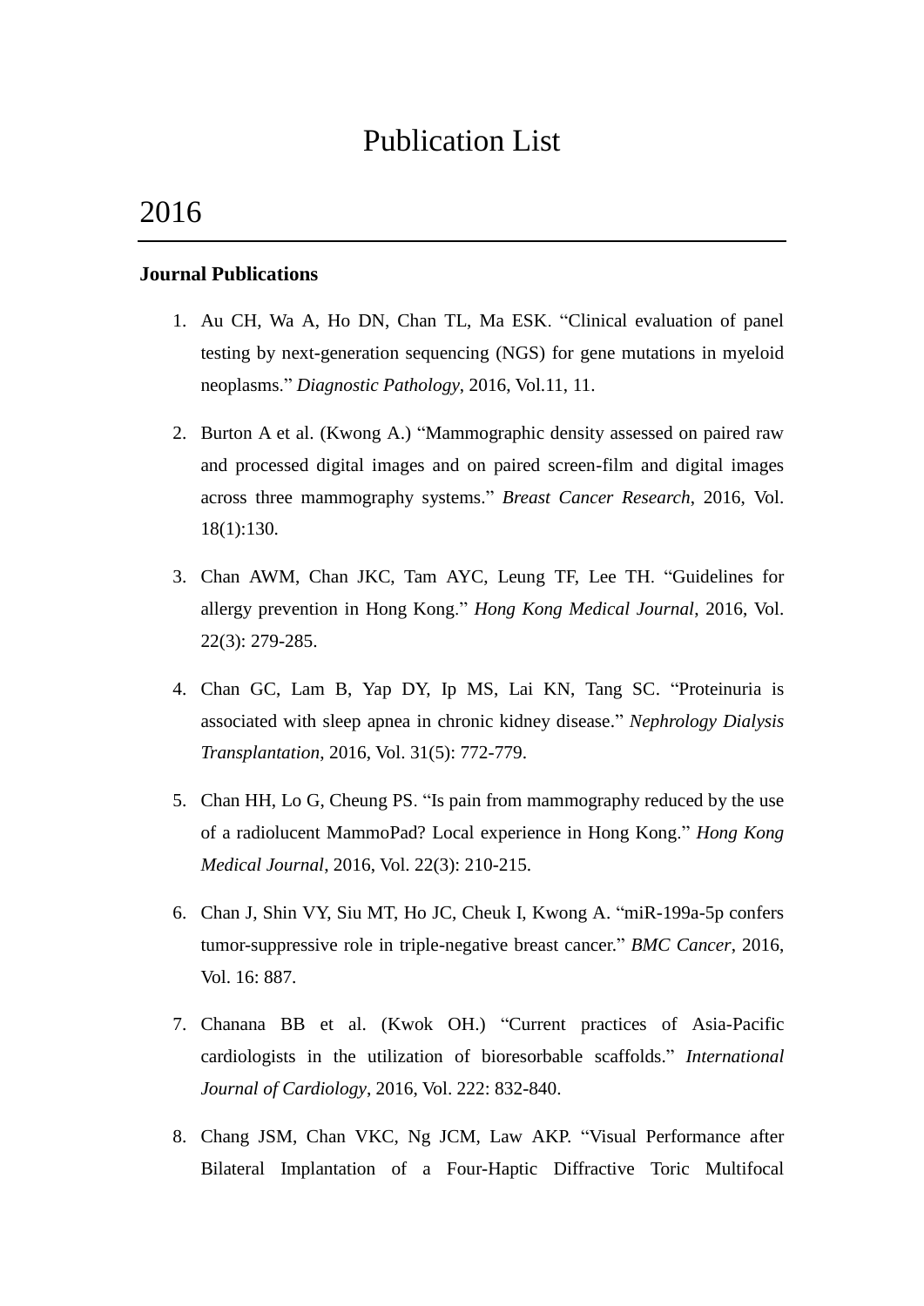# Publication List

## 2016

**Journal Publications**

1. Au CH, Wa A, Ho DN, Chan TL, Ma ESK. "Clinical evaluation of panel testing by next-generation sequencing (NGS) for gene mutations in myeloid neoplasms." *Diagnostic Pathology*, 2016, Vol.11, 11.

2. Burton A et al. (Kwong A.) "Mammographic density assessed on paired raw and processed digital images and on paired screen-film and digital images across three mammography systems." *Breast Cancer Research*, 2016, Vol. 18(1):130.

3. Chan AWM, Chan JKC, Tam AYC, Leung TF, Lee TH. "Guidelines for allergy prevention in Hong Kong." *Hong Kong Medical Journal*, 2016, Vol. 22(3): 279-285.

4. Chan GC, Lam B, Yap DY, Ip MS, Lai KN, Tang SC. "Proteinuria is associated with sleep apnea in chronic kidney disease." *Nephrology Dialysis Transplantation*, 2016, Vol. 31(5): 772-779.

5. Chan HH, Lo G, Cheung PS. "Is pain from mammography reduced by the use of a radiolucent MammoPad? Local experience in Hong Kong." *Hong Kong Medical Journal*, 2016, Vol. 22(3): 210-215.

6. Chan J, Shin VY, Siu MT, Ho JC, Cheuk I, Kwong A. "miR-199a-5p confers tumor-suppressive role in triple-negative breast cancer." *BMC Cancer*, 2016, Vol. 16: 887.

7. Chanana BB et al. (Kwok OH.) "Current practices of Asia-Pacific cardiologists in the utilization of bioresorbable scaffolds." *International Journal of Cardiology*, 2016, Vol. 222: 832-840.

8. Chang JSM, Chan VKC, Ng JCM, Law AKP. "Visual Performance after Bilateral Implantation of a Four-Haptic Diffractive Toric Multifocal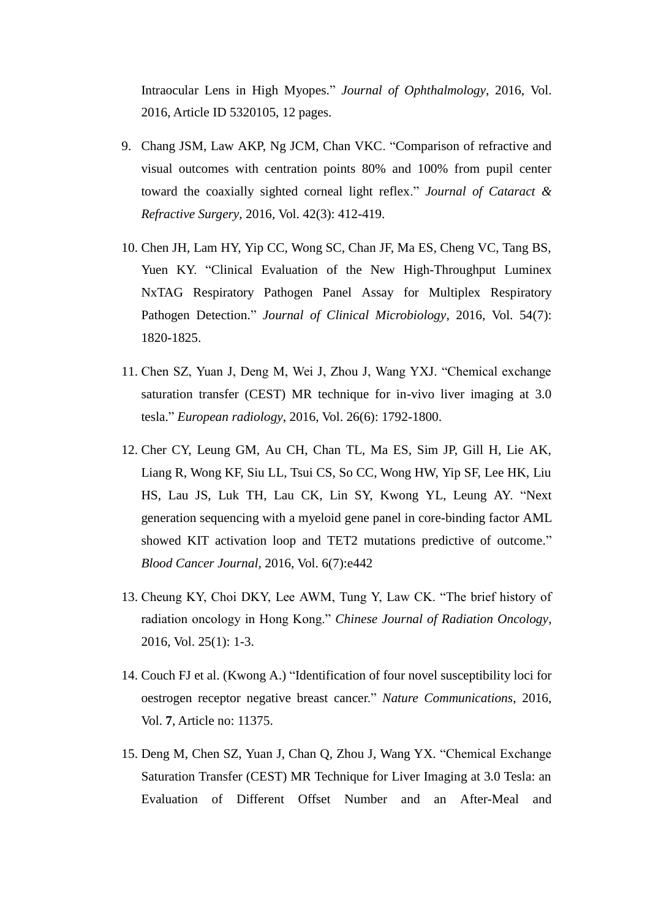Intraocular Lens in High Myopes." *Journal of Ophthalmology*, 2016, Vol. 2016, Article ID 5320105, 12 pages.

9. Chang JSM, Law AKP, Ng JCM, Chan VKC. "Comparison of refractive and visual outcomes with centration points 80% and 100% from pupil center toward the coaxially sighted corneal light reflex." *Journal of Cataract & Refractive Surgery*, 2016, Vol. 42(3): 412-419.

10. Chen JH, Lam HY, Yip CC, Wong SC, Chan JF, Ma ES, Cheng VC, Tang BS, Yuen KY. "Clinical Evaluation of the New High-Throughput Luminex NxTAG Respiratory Pathogen Panel Assay for Multiplex Respiratory Pathogen Detection." *Journal of Clinical Microbiology*, 2016, Vol. 54(7): 1820-1825.

11. Chen SZ, Yuan J, Deng M, Wei J, Zhou J, Wang YXJ. "Chemical exchange saturation transfer (CEST) MR technique for in-vivo liver imaging at 3.0 tesla." *European radiology*, 2016, Vol. 26(6): 1792-1800.

12. Cher CY, Leung GM, Au CH, Chan TL, Ma ES, Sim JP, Gill H, Lie AK, Liang R, Wong KF, Siu LL, Tsui CS, So CC, Wong HW, Yip SF, Lee HK, Liu HS, Lau JS, Luk TH, Lau CK, Lin SY, Kwong YL, Leung AY. "Next generation sequencing with a myeloid gene panel in core-binding factor AML showed KIT activation loop and TET2 mutations predictive of outcome." *Blood Cancer Journal*, 2016, Vol. 6(7):e442

13. Cheung KY, Choi DKY, Lee AWM, Tung Y, Law CK. "The brief history of radiation oncology in Hong Kong." *Chinese Journal of Radiation Oncology*, 2016, Vol. 25(1): 1-3.

14. Couch FJ et al. (Kwong A.) "Identification of four novel susceptibility loci for oestrogen receptor negative breast cancer." *Nature Communications*, 2016, Vol. **7**, Article no: 11375.

15. Deng M, Chen SZ, Yuan J, Chan Q, Zhou J, Wang YX. "Chemical Exchange Saturation Transfer (CEST) MR Technique for Liver Imaging at 3.0 Tesla: an Evaluation of Different Offset Number and an After-Meal and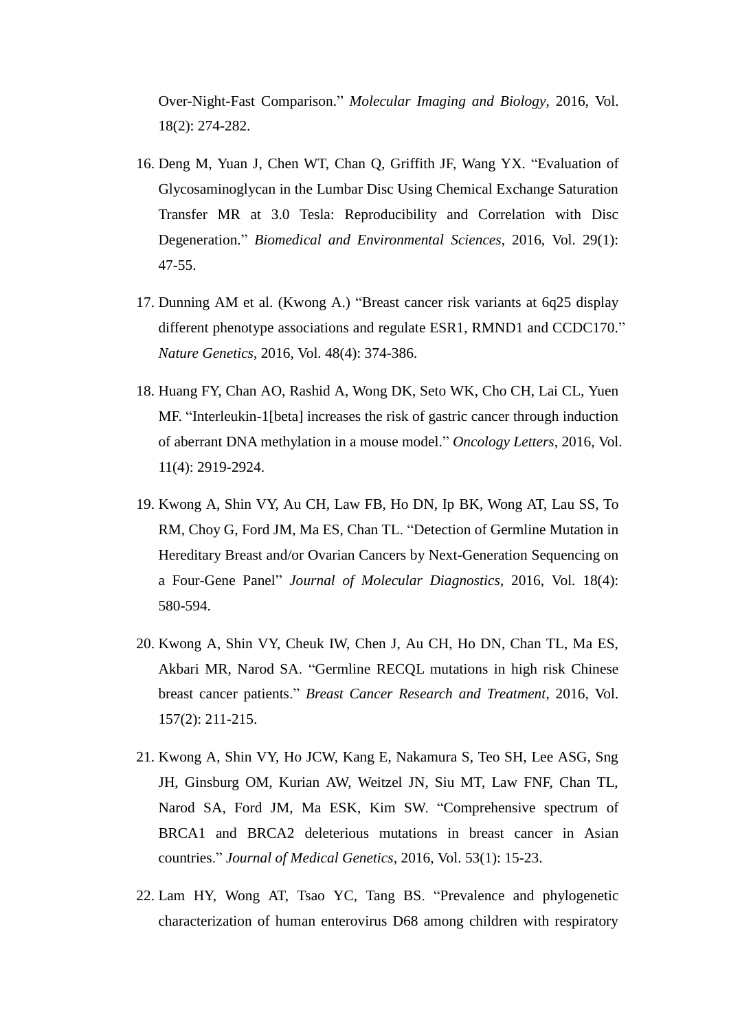Over-Night-Fast Comparison." *Molecular Imaging and Biology*, 2016, Vol. 18(2): 274-282.

16. Deng M, Yuan J, Chen WT, Chan Q, Griffith JF, Wang YX. "Evaluation of Glycosaminoglycan in the Lumbar Disc Using Chemical Exchange Saturation Transfer MR at 3.0 Tesla: Reproducibility and Correlation with Disc Degeneration." *Biomedical and Environmental Sciences*, 2016, Vol. 29(1): 47-55.

17. Dunning AM et al. (Kwong A.) "Breast cancer risk variants at 6q25 display different phenotype associations and regulate ESR1, RMND1 and CCDC170." *Nature Genetics*, 2016, Vol. 48(4): 374-386.

18. Huang FY, Chan AO, Rashid A, Wong DK, Seto WK, Cho CH, Lai CL, Yuen MF. "Interleukin-1[beta] increases the risk of gastric cancer through induction of aberrant DNA methylation in a mouse model." *Oncology Letters*, 2016, Vol. 11(4): 2919-2924.

19. Kwong A, Shin VY, Au CH, Law FB, Ho DN, Ip BK, Wong AT, Lau SS, To RM, Choy G, Ford JM, Ma ES, Chan TL. "Detection of Germline Mutation in Hereditary Breast and/or Ovarian Cancers by Next-Generation Sequencing on a Four-Gene Panel" *Journal of Molecular Diagnostics*, 2016, Vol. 18(4): 580-594.

20. Kwong A, Shin VY, Cheuk IW, Chen J, Au CH, Ho DN, Chan TL, Ma ES, Akbari MR, Narod SA. "Germline RECQL mutations in high risk Chinese breast cancer patients." *Breast Cancer Research and Treatment*, 2016, Vol. 157(2): 211-215.

21. Kwong A, Shin VY, Ho JCW, Kang E, Nakamura S, Teo SH, Lee ASG, Sng JH, Ginsburg OM, Kurian AW, Weitzel JN, Siu MT, Law FNF, Chan TL, Narod SA, Ford JM, Ma ESK, Kim SW. "Comprehensive spectrum of BRCA1 and BRCA2 deleterious mutations in breast cancer in Asian countries." *Journal of Medical Genetics*, 2016, Vol. 53(1): 15-23.

22. Lam HY, Wong AT, Tsao YC, Tang BS. "Prevalence and phylogenetic characterization of human enterovirus D68 among children with respiratory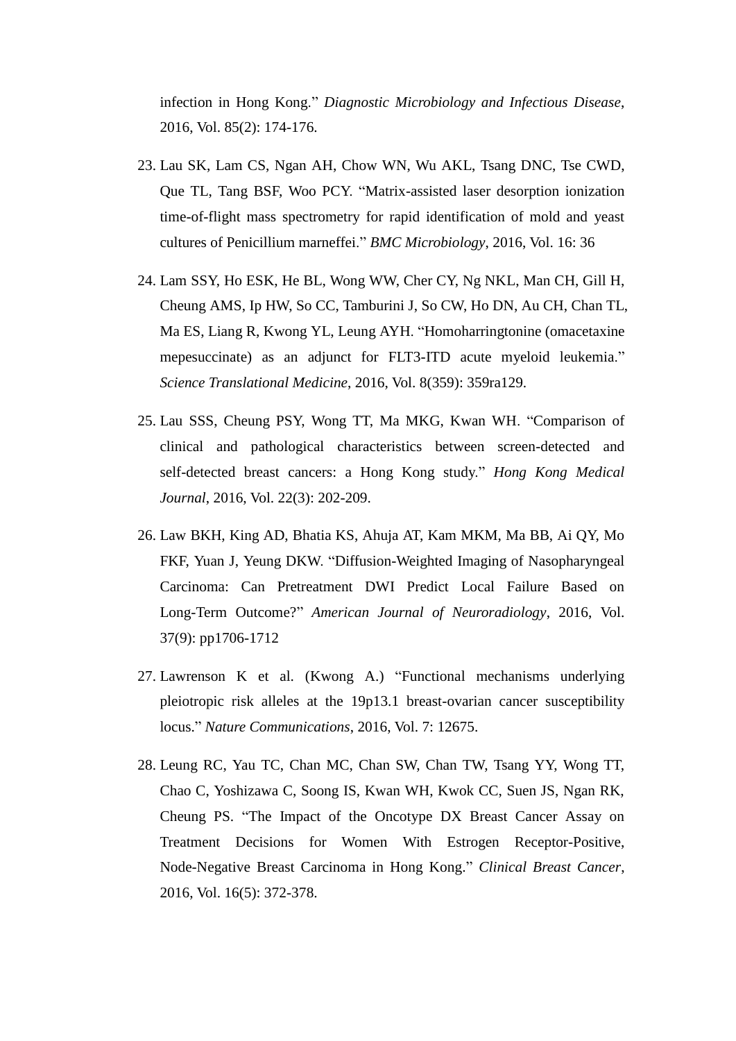infection in Hong Kong." *Diagnostic Microbiology and Infectious Disease*, 2016, Vol. 85(2): 174-176.

23. Lau SK, Lam CS, Ngan AH, Chow WN, Wu AKL, Tsang DNC, Tse CWD, Que TL, Tang BSF, Woo PCY. "Matrix-assisted laser desorption ionization time-of-flight mass spectrometry for rapid identification of mold and yeast cultures of Penicillium marneffei." *BMC Microbiology*, 2016, Vol. 16: 36

24. Lam SSY, Ho ESK, He BL, Wong WW, Cher CY, Ng NKL, Man CH, Gill H, Cheung AMS, Ip HW, So CC, Tamburini J, So CW, Ho DN, Au CH, Chan TL, Ma ES, Liang R, Kwong YL, Leung AYH. "Homoharringtonine (omacetaxine mepesuccinate) as an adjunct for FLT3-ITD acute myeloid leukemia." *Science Translational Medicine*, 2016, Vol. 8(359): 359ra129.

25. Lau SSS, Cheung PSY, Wong TT, Ma MKG, Kwan WH. "Comparison of clinical and pathological characteristics between screen-detected and self-detected breast cancers: a Hong Kong study." *Hong Kong Medical Journal*, 2016, Vol. 22(3): 202-209.

26. Law BKH, King AD, Bhatia KS, Ahuja AT, Kam MKM, Ma BB, Ai QY, Mo FKF, Yuan J, Yeung DKW. "Diffusion-Weighted Imaging of Nasopharyngeal Carcinoma: Can Pretreatment DWI Predict Local Failure Based on Long-Term Outcome?" *American Journal of Neuroradiology*, 2016, Vol. 37(9): pp1706-1712

27. Lawrenson K et al. (Kwong A.) "Functional mechanisms underlying pleiotropic risk alleles at the 19p13.1 breast-ovarian cancer susceptibility locus." *Nature Communications*, 2016, Vol. 7: 12675.

28. Leung RC, Yau TC, Chan MC, Chan SW, Chan TW, Tsang YY, Wong TT, Chao C, Yoshizawa C, Soong IS, Kwan WH, Kwok CC, Suen JS, Ngan RK, Cheung PS. "The Impact of the Oncotype DX Breast Cancer Assay on Treatment Decisions for Women With Estrogen Receptor-Positive, Node-Negative Breast Carcinoma in Hong Kong." *Clinical Breast Cancer*, 2016, Vol. 16(5): 372-378.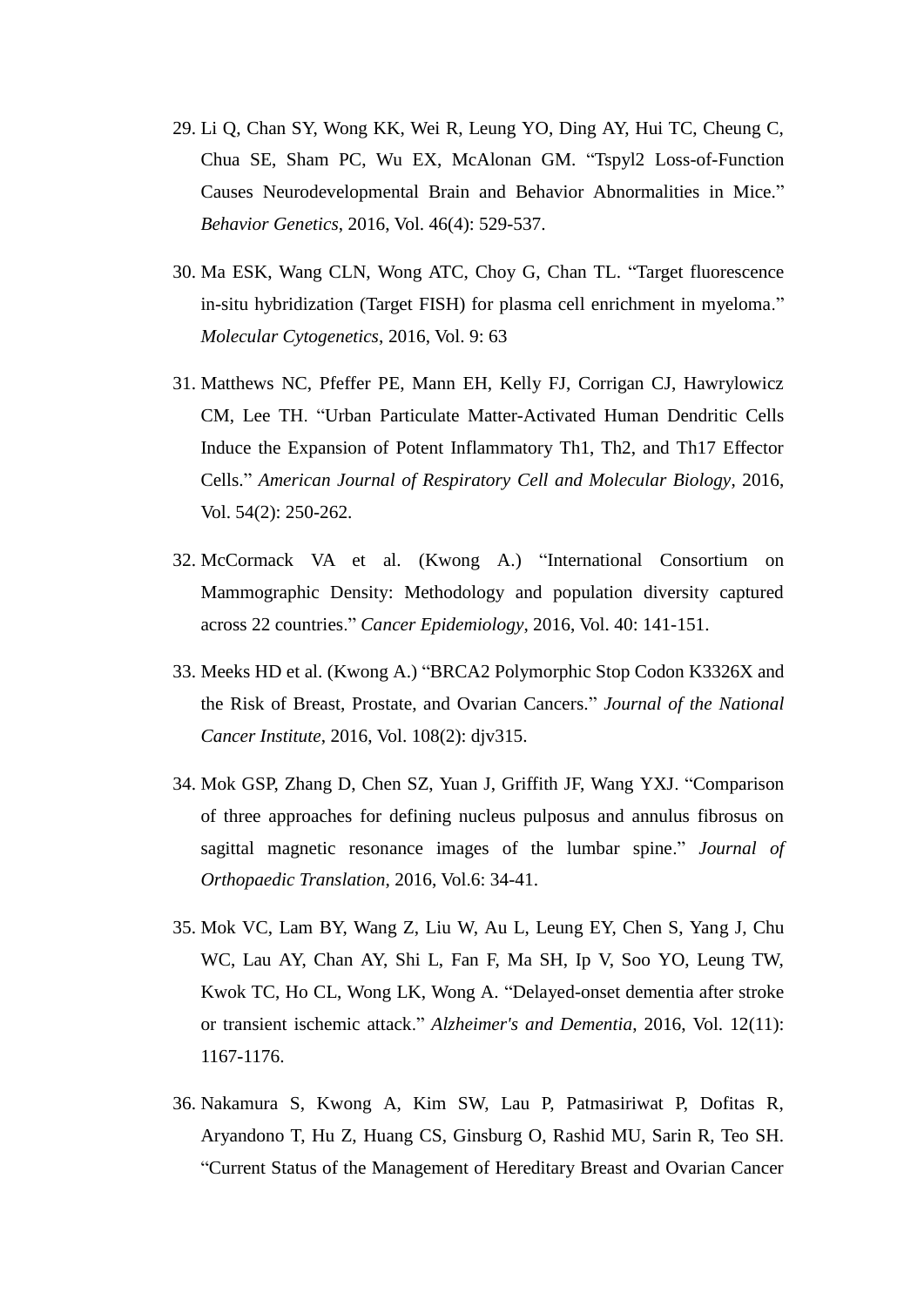29. Li Q, Chan SY, Wong KK, Wei R, Leung YO, Ding AY, Hui TC, Cheung C, Chua SE, Sham PC, Wu EX, McAlonan GM. "Tspyl2 Loss-of-Function Causes Neurodevelopmental Brain and Behavior Abnormalities in Mice." *Behavior Genetics*, 2016, Vol. 46(4): 529-537.

30. Ma ESK, Wang CLN, Wong ATC, Choy G, Chan TL. "Target fluorescence in-situ hybridization (Target FISH) for plasma cell enrichment in myeloma." *Molecular Cytogenetics*, 2016, Vol. 9: 63

31. Matthews NC, Pfeffer PE, Mann EH, Kelly FJ, Corrigan CJ, Hawrylowicz CM, Lee TH. "Urban Particulate Matter-Activated Human Dendritic Cells Induce the Expansion of Potent Inflammatory Th1, Th2, and Th17 Effector Cells." *American Journal of Respiratory Cell and Molecular Biology*, 2016, Vol. 54(2): 250-262.

32. McCormack VA et al. (Kwong A.) "International Consortium on Mammographic Density: Methodology and population diversity captured across 22 countries." *Cancer Epidemiology*, 2016, Vol. 40: 141-151.

33. Meeks HD et al. (Kwong A.) "BRCA2 Polymorphic Stop Codon K3326X and the Risk of Breast, Prostate, and Ovarian Cancers." *Journal of the National Cancer Institute*, 2016, Vol. 108(2): djv315.

34. Mok GSP, Zhang D, Chen SZ, Yuan J, Griffith JF, Wang YXJ. "Comparison of three approaches for defining nucleus pulposus and annulus fibrosus on sagittal magnetic resonance images of the lumbar spine." *Journal of Orthopaedic Translation*, 2016, Vol.6: 34-41.

35. Mok VC, Lam BY, Wang Z, Liu W, Au L, Leung EY, Chen S, Yang J, Chu WC, Lau AY, Chan AY, Shi L, Fan F, Ma SH, Ip V, Soo YO, Leung TW, Kwok TC, Ho CL, Wong LK, Wong A. "Delayed-onset dementia after stroke or transient ischemic attack." *Alzheimer's and Dementia*, 2016, Vol. 12(11): 1167-1176.

36. Nakamura S, Kwong A, Kim SW, Lau P, Patmasiriwat P, Dofitas R, Aryandono T, Hu Z, Huang CS, Ginsburg O, Rashid MU, Sarin R, Teo SH. "Current Status of the Management of Hereditary Breast and Ovarian Cancer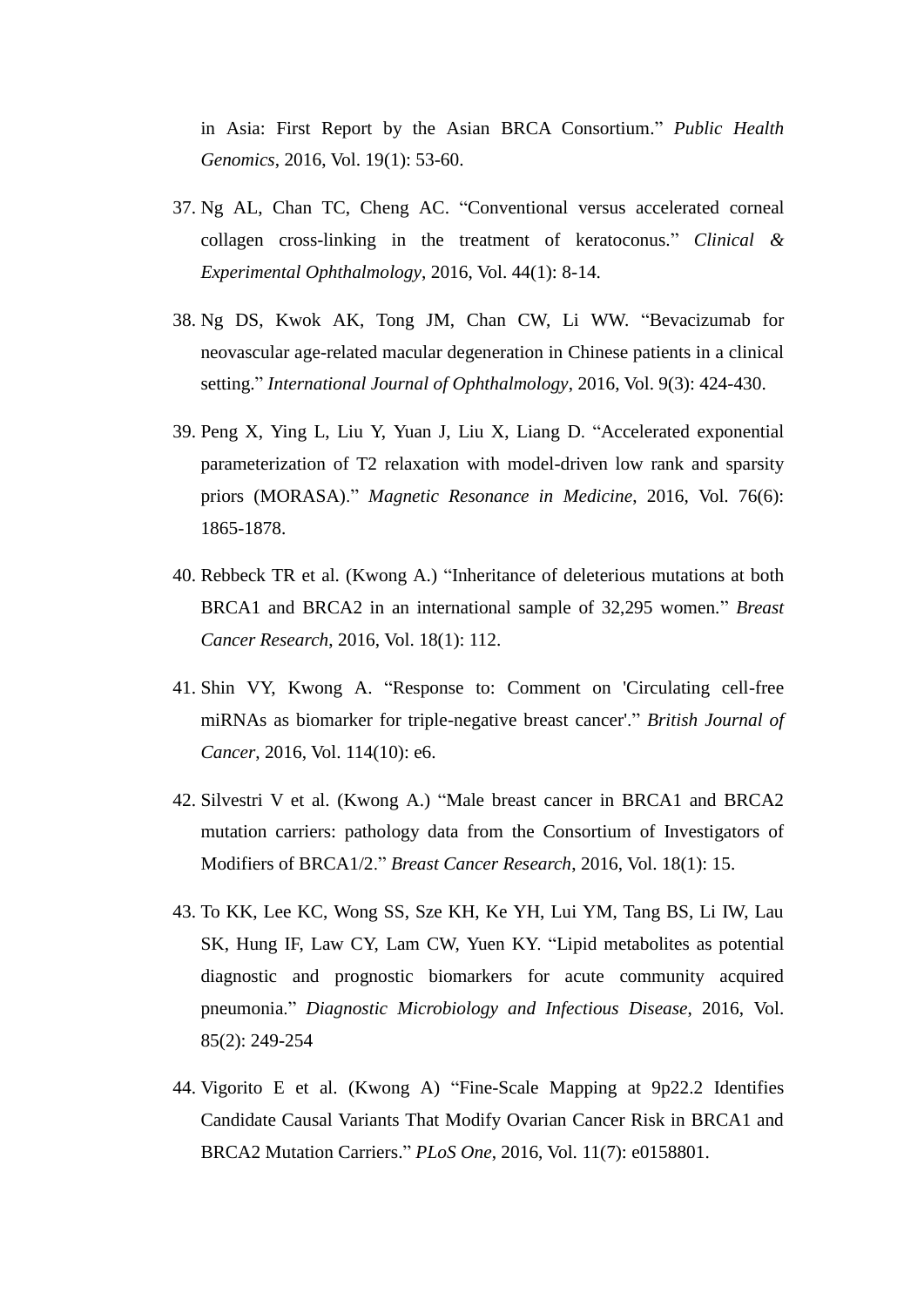in Asia: First Report by the Asian BRCA Consortium." *Public Health Genomics*, 2016, Vol. 19(1): 53-60.

37. Ng AL, Chan TC, Cheng AC. "Conventional versus accelerated corneal collagen cross-linking in the treatment of keratoconus." *Clinical & Experimental Ophthalmology*, 2016, Vol. 44(1): 8-14.

38. Ng DS, Kwok AK, Tong JM, Chan CW, Li WW. "Bevacizumab for neovascular age-related macular degeneration in Chinese patients in a clinical setting." *International Journal of Ophthalmology*, 2016, Vol. 9(3): 424-430.

39. Peng X, Ying L, Liu Y, Yuan J, Liu X, Liang D. "Accelerated exponential parameterization of T2 relaxation with model-driven low rank and sparsity priors (MORASA)." *Magnetic Resonance in Medicine*, 2016, Vol. 76(6): 1865-1878.

40. Rebbeck TR et al. (Kwong A.) "Inheritance of deleterious mutations at both BRCA1 and BRCA2 in an international sample of 32,295 women." *Breast Cancer Research*, 2016, Vol. 18(1): 112.

41. Shin VY, Kwong A. "Response to: Comment on 'Circulating cell-free miRNAs as biomarker for triple-negative breast cancer'." *British Journal of Cancer*, 2016, Vol. 114(10): e6.

42. Silvestri V et al. (Kwong A.) "Male breast cancer in BRCA1 and BRCA2 mutation carriers: pathology data from the Consortium of Investigators of Modifiers of BRCA1/2." *Breast Cancer Research*, 2016, Vol. 18(1): 15.

43. To KK, Lee KC, Wong SS, Sze KH, Ke YH, Lui YM, Tang BS, Li IW, Lau SK, Hung IF, Law CY, Lam CW, Yuen KY. "Lipid metabolites as potential diagnostic and prognostic biomarkers for acute community acquired pneumonia." *Diagnostic Microbiology and Infectious Disease*, 2016, Vol. 85(2): 249-254

44. Vigorito E et al. (Kwong A) "Fine-Scale Mapping at 9p22.2 Identifies Candidate Causal Variants That Modify Ovarian Cancer Risk in BRCA1 and BRCA2 Mutation Carriers." *PLoS One*, 2016, Vol. 11(7): e0158801.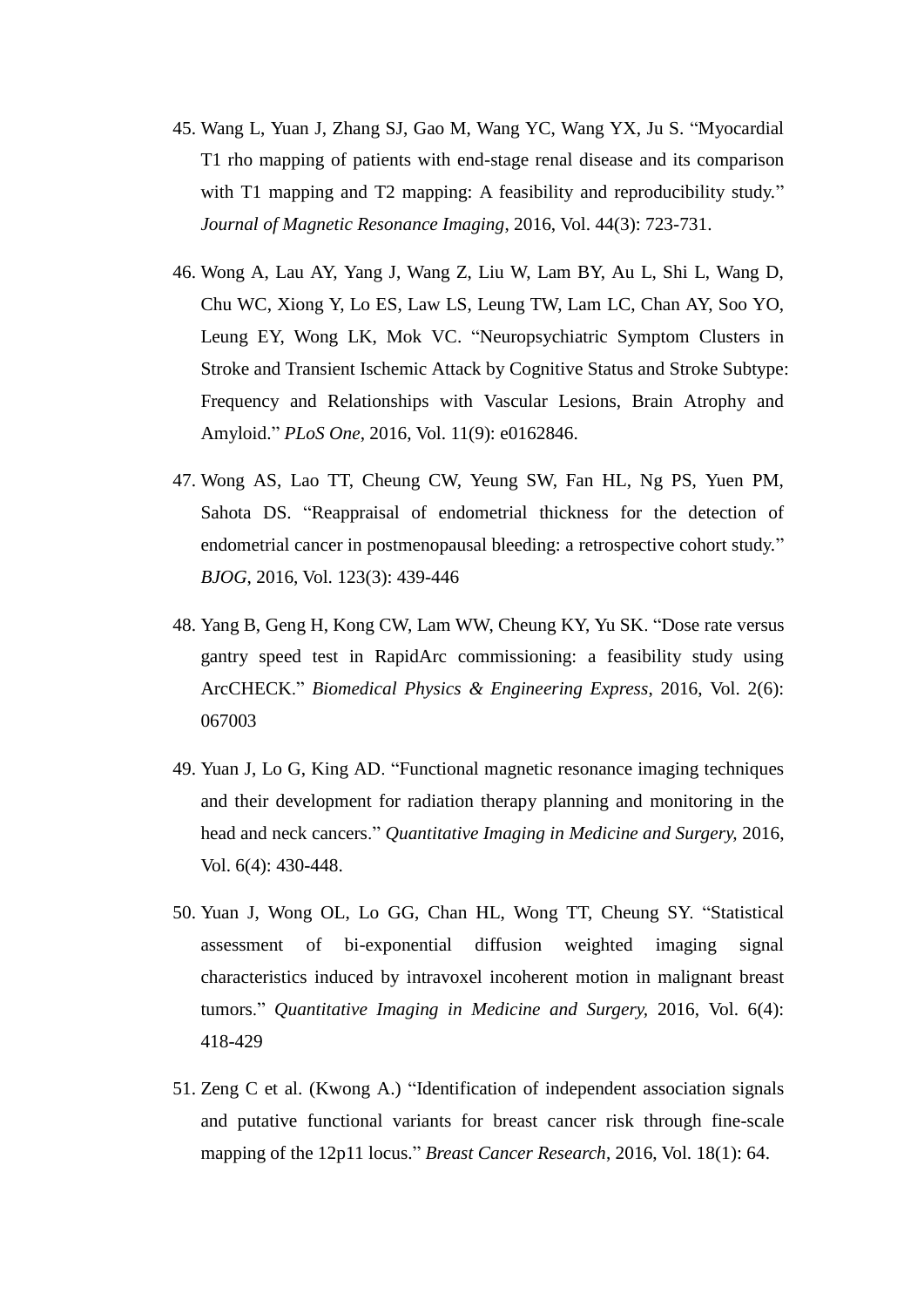45. Wang L, Yuan J, Zhang SJ, Gao M, Wang YC, Wang YX, Ju S. “Myocardial T1 rho mapping of patients with end-stage renal disease and its comparison with T1 mapping and T2 mapping: A feasibility and reproducibility study.” *Journal of Magnetic Resonance Imaging*, 2016, Vol. 44(3): 723-731.

46. Wong A, Lau AY, Yang J, Wang Z, Liu W, Lam BY, Au L, Shi L, Wang D, Chu WC, Xiong Y, Lo ES, Law LS, Leung TW, Lam LC, Chan AY, Soo YO, Leung EY, Wong LK, Mok VC. “Neuropsychiatric Symptom Clusters in Stroke and Transient Ischemic Attack by Cognitive Status and Stroke Subtype: Frequency and Relationships with Vascular Lesions, Brain Atrophy and Amyloid.” *PLoS One*, 2016, Vol. 11(9): e0162846.

47. Wong AS, Lao TT, Cheung CW, Yeung SW, Fan HL, Ng PS, Yuen PM, Sahota DS. “Reappraisal of endometrial thickness for the detection of endometrial cancer in postmenopausal bleeding: a retrospective cohort study.” *BJOG*, 2016, Vol. 123(3): 439-446

48. Yang B, Geng H, Kong CW, Lam WW, Cheung KY, Yu SK. “Dose rate versus gantry speed test in RapidArc commissioning: a feasibility study using ArcCHECK.” *Biomedical Physics & Engineering Express*, 2016, Vol. 2(6): 067003

49. Yuan J, Lo G, King AD. “Functional magnetic resonance imaging techniques and their development for radiation therapy planning and monitoring in the head and neck cancers.” *Quantitative Imaging in Medicine and Surgery*, 2016, Vol. 6(4): 430-448.

50. Yuan J, Wong OL, Lo GG, Chan HL, Wong TT, Cheung SY. “Statistical assessment of bi-exponential diffusion weighted imaging signal characteristics induced by intravoxel incoherent motion in malignant breast tumors.” *Quantitative Imaging in Medicine and Surgery*, 2016, Vol. 6(4): 418-429

51. Zeng C et al. (Kwong A.) “Identification of independent association signals and putative functional variants for breast cancer risk through fine-scale mapping of the 12p11 locus.” *Breast Cancer Research*, 2016, Vol. 18(1): 64.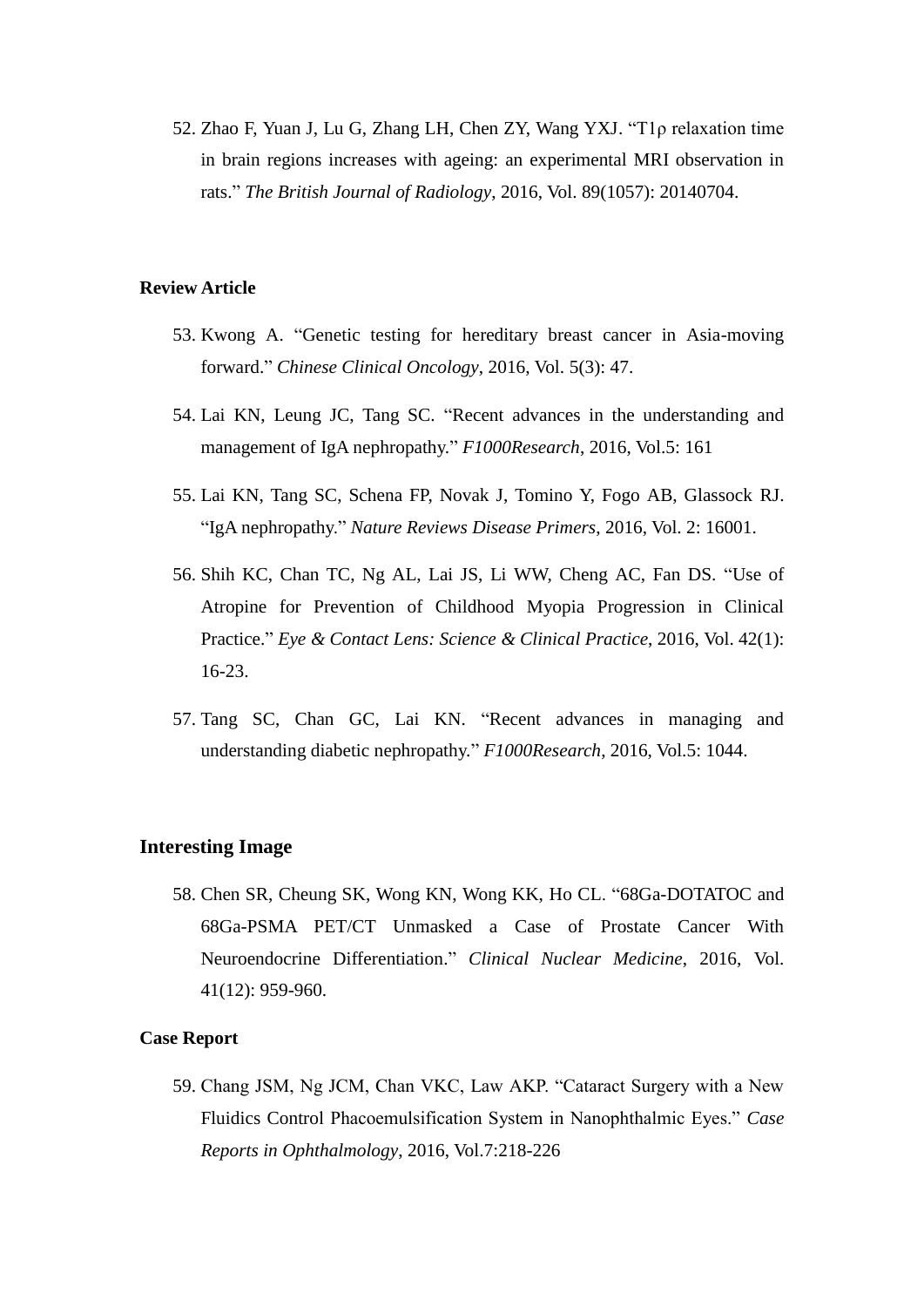52. Zhao F, Yuan J, Lu G, Zhang LH, Chen ZY, Wang YXJ. "T1ρ relaxation time in brain regions increases with ageing: an experimental MRI observation in rats." *The British Journal of Radiology*, 2016, Vol. 89(1057): 20140704.

**Review Article**

53. Kwong A. "Genetic testing for hereditary breast cancer in Asia-moving forward." *Chinese Clinical Oncology*, 2016, Vol. 5(3): 47.

54. Lai KN, Leung JC, Tang SC. "Recent advances in the understanding and management of IgA nephropathy." *F1000Research*, 2016, Vol.5: 161

55. Lai KN, Tang SC, Schena FP, Novak J, Tomino Y, Fogo AB, Glassock RJ. "IgA nephropathy." *Nature Reviews Disease Primers*, 2016, Vol. 2: 16001.

56. Shih KC, Chan TC, Ng AL, Lai JS, Li WW, Cheng AC, Fan DS. "Use of Atropine for Prevention of Childhood Myopia Progression in Clinical Practice." *Eye & Contact Lens: Science & Clinical Practice*, 2016, Vol. 42(1): 16-23.

57. Tang SC, Chan GC, Lai KN. "Recent advances in managing and understanding diabetic nephropathy." *F1000Research*, 2016, Vol.5: 1044.

## Interesting Image

58. Chen SR, Cheung SK, Wong KN, Wong KK, Ho CL. "68Ga-DOTATOC and 68Ga-PSMA PET/CT Unmasked a Case of Prostate Cancer With Neuroendocrine Differentiation." *Clinical Nuclear Medicine*, 2016, Vol. 41(12): 959-960.

**Case Report**

59. Chang JSM, Ng JCM, Chan VKC, Law AKP. "Cataract Surgery with a New Fluidics Control Phacoemulsification System in Nanophthalmic Eyes." *Case Reports in Ophthalmology*, 2016, Vol.7:218-226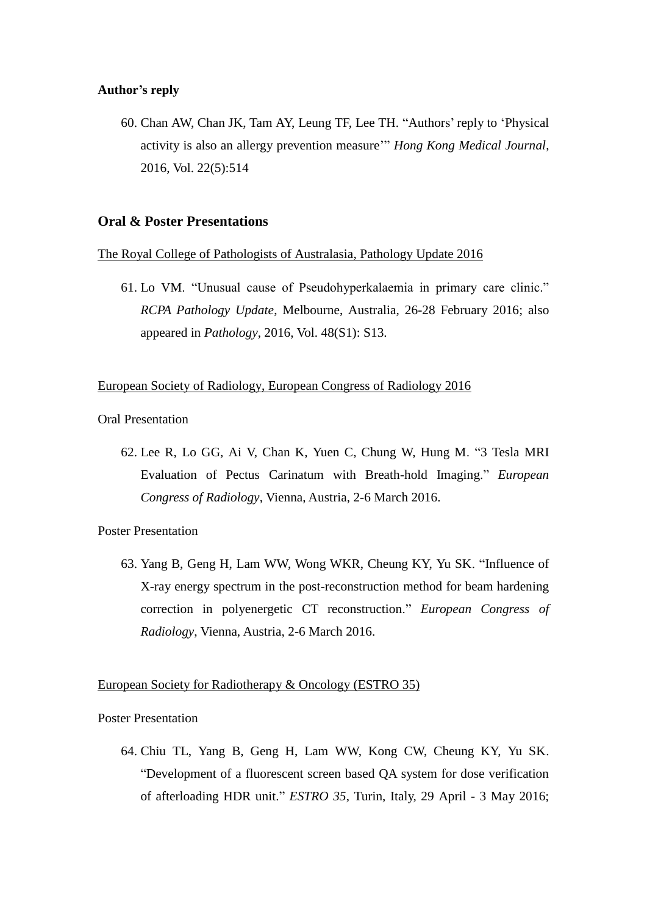**Author's reply**

60. Chan AW, Chan JK, Tam AY, Leung TF, Lee TH. "Authors' reply to 'Physical activity is also an allergy prevention measure'" *Hong Kong Medical Journal*, 2016, Vol. 22(5):514

## Oral & Poster Presentations

The Royal College of Pathologists of Australasia, Pathology Update 2016

61. Lo VM. "Unusual cause of Pseudohyperkalaemia in primary care clinic." *RCPA Pathology Update*, Melbourne, Australia, 26-28 February 2016; also appeared in *Pathology*, 2016, Vol. 48(S1): S13.

European Society of Radiology, European Congress of Radiology 2016

Oral Presentation

62. Lee R, Lo GG, Ai V, Chan K, Yuen C, Chung W, Hung M. "3 Tesla MRI Evaluation of Pectus Carinatum with Breath-hold Imaging." *European Congress of Radiology*, Vienna, Austria, 2-6 March 2016.

Poster Presentation

63. Yang B, Geng H, Lam WW, Wong WKR, Cheung KY, Yu SK. "Influence of X-ray energy spectrum in the post-reconstruction method for beam hardening correction in polyenergetic CT reconstruction." *European Congress of Radiology*, Vienna, Austria, 2-6 March 2016.

European Society for Radiotherapy & Oncology (ESTRO 35)

Poster Presentation

64. Chiu TL, Yang B, Geng H, Lam WW, Kong CW, Cheung KY, Yu SK. "Development of a fluorescent screen based QA system for dose verification of afterloading HDR unit." *ESTRO 35*, Turin, Italy, 29 April - 3 May 2016;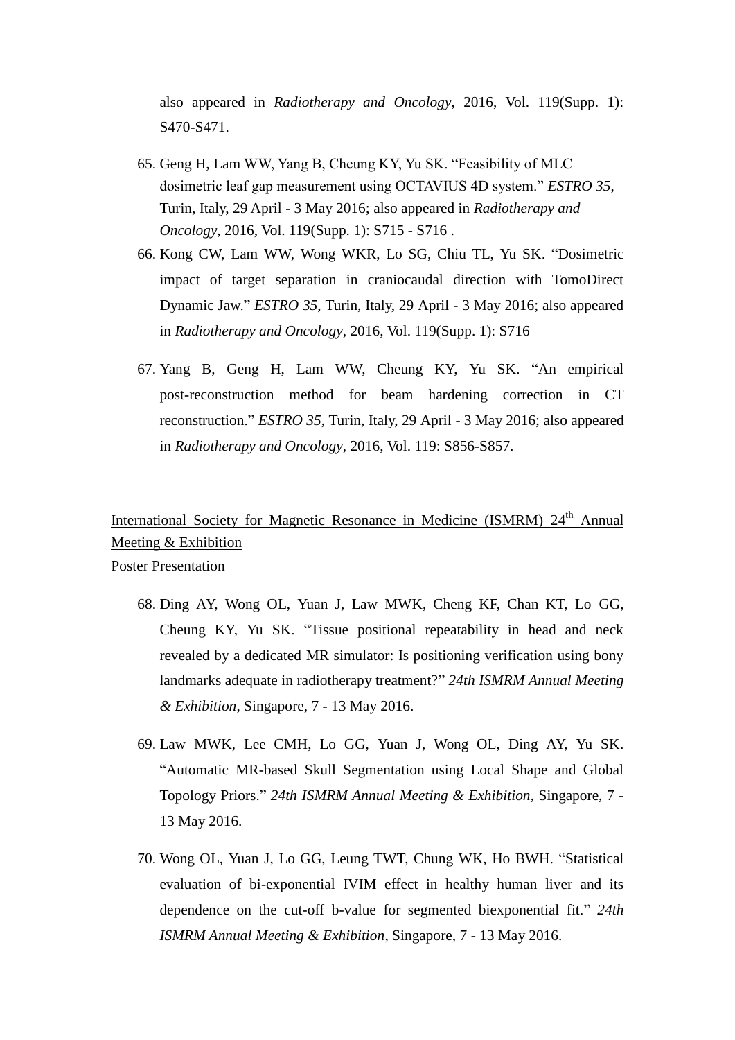also appeared in *Radiotherapy and Oncology*, 2016, Vol. 119(Supp. 1): S470-S471.

65. Geng H, Lam WW, Yang B, Cheung KY, Yu SK. "Feasibility of MLC dosimetric leaf gap measurement using OCTAVIUS 4D system." *ESTRO 35*, Turin, Italy, 29 April - 3 May 2016; also appeared in *Radiotherapy and Oncology*, 2016, Vol. 119(Supp. 1): S715 - S716 .
66. Kong CW, Lam WW, Wong WKR, Lo SG, Chiu TL, Yu SK. "Dosimetric impact of target separation in craniocaudal direction with TomoDirect Dynamic Jaw." *ESTRO 35*, Turin, Italy, 29 April - 3 May 2016; also appeared in *Radiotherapy and Oncology*, 2016, Vol. 119(Supp. 1): S716
67. Yang B, Geng H, Lam WW, Cheung KY, Yu SK. "An empirical post-reconstruction method for beam hardening correction in CT reconstruction." *ESTRO 35*, Turin, Italy, 29 April - 3 May 2016; also appeared in *Radiotherapy and Oncology*, 2016, Vol. 119: S856-S857.

<u>International Society for Magnetic Resonance in Medicine (ISMRM) 24th Annual Meeting & Exhibition</u>

Poster Presentation

68. Ding AY, Wong OL, Yuan J, Law MWK, Cheng KF, Chan KT, Lo GG, Cheung KY, Yu SK. "Tissue positional repeatability in head and neck revealed by a dedicated MR simulator: Is positioning verification using bony landmarks adequate in radiotherapy treatment?" *24th ISMRM Annual Meeting & Exhibition*, Singapore, 7 - 13 May 2016.
69. Law MWK, Lee CMH, Lo GG, Yuan J, Wong OL, Ding AY, Yu SK. "Automatic MR-based Skull Segmentation using Local Shape and Global Topology Priors." *24th ISMRM Annual Meeting & Exhibition*, Singapore, 7 - 13 May 2016.
70. Wong OL, Yuan J, Lo GG, Leung TWT, Chung WK, Ho BWH. "Statistical evaluation of bi-exponential IVIM effect in healthy human liver and its dependence on the cut-off b-value for segmented biexponential fit." *24th ISMRM Annual Meeting & Exhibition*, Singapore, 7 - 13 May 2016.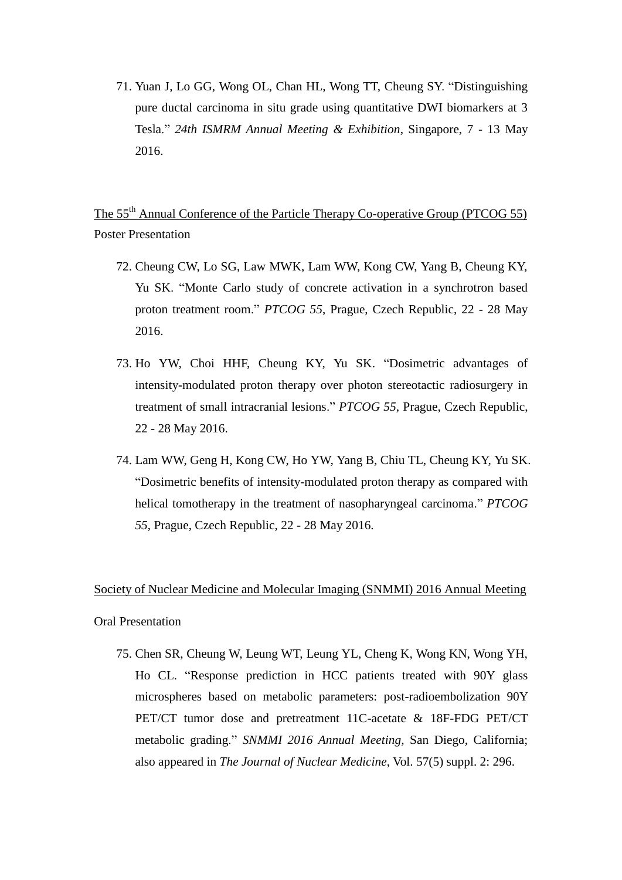71. Yuan J, Lo GG, Wong OL, Chan HL, Wong TT, Cheung SY. "Distinguishing pure ductal carcinoma in situ grade using quantitative DWI biomarkers at 3 Tesla." *24th ISMRM Annual Meeting & Exhibition*, Singapore, 7 - 13 May 2016.

The $55^{th}$ Annual Conference of the Particle Therapy Co-operative Group (PTCOG 55)

Poster Presentation

72. Cheung CW, Lo SG, Law MWK, Lam WW, Kong CW, Yang B, Cheung KY, Yu SK. "Monte Carlo study of concrete activation in a synchrotron based proton treatment room." *PTCOG 55*, Prague, Czech Republic, 22 - 28 May 2016.

73. Ho YW, Choi HHF, Cheung KY, Yu SK. "Dosimetric advantages of intensity-modulated proton therapy over photon stereotactic radiosurgery in treatment of small intracranial lesions." *PTCOG 55*, Prague, Czech Republic, 22 - 28 May 2016.

74. Lam WW, Geng H, Kong CW, Ho YW, Yang B, Chiu TL, Cheung KY, Yu SK. "Dosimetric benefits of intensity-modulated proton therapy as compared with helical tomotherapy in the treatment of nasopharyngeal carcinoma." *PTCOG 55*, Prague, Czech Republic, 22 - 28 May 2016.

Society of Nuclear Medicine and Molecular Imaging (SNMMI) 2016 Annual Meeting

Oral Presentation

75. Chen SR, Cheung W, Leung WT, Leung YL, Cheng K, Wong KN, Wong YH, Ho CL. "Response prediction in HCC patients treated with 90Y glass microspheres based on metabolic parameters: post-radioembolization 90Y PET/CT tumor dose and pretreatment 11C-acetate & 18F-FDG PET/CT metabolic grading." *SNMMI 2016 Annual Meeting*, San Diego, California; also appeared in *The Journal of Nuclear Medicine*, Vol. 57(5) suppl. 2: 296.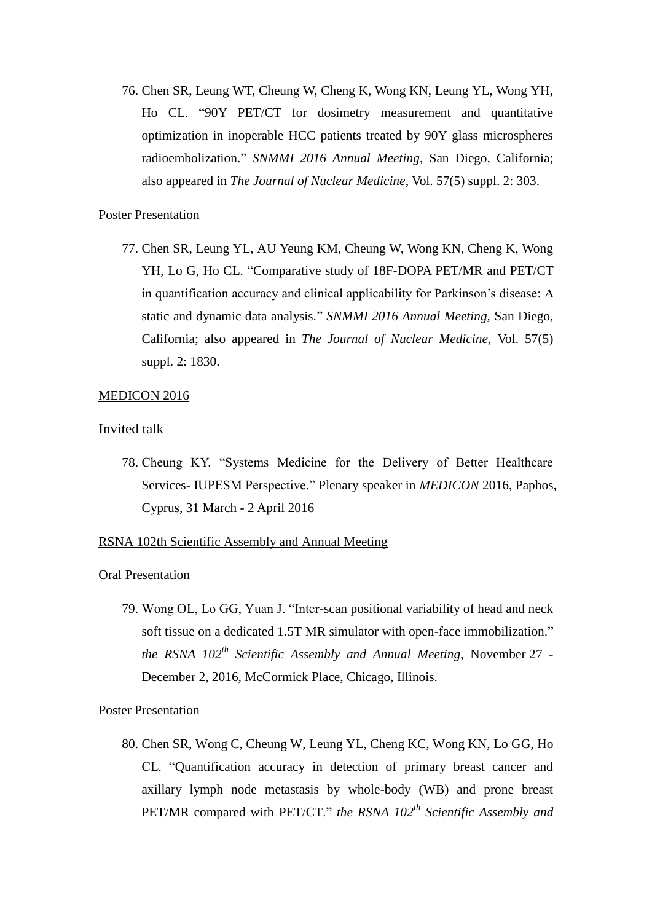76. Chen SR, Leung WT, Cheung W, Cheng K, Wong KN, Leung YL, Wong YH, Ho CL. "90Y PET/CT for dosimetry measurement and quantitative optimization in inoperable HCC patients treated by 90Y glass microspheres radioembolization." *SNMMI 2016 Annual Meeting,* San Diego, California; also appeared in *The Journal of Nuclear Medicine*, Vol. 57(5) suppl. 2: 303.

Poster Presentation

77. Chen SR, Leung YL, AU Yeung KM, Cheung W, Wong KN, Cheng K, Wong YH, Lo G, Ho CL. "Comparative study of 18F-DOPA PET/MR and PET/CT in quantification accuracy and clinical applicability for Parkinson's disease: A static and dynamic data analysis." *SNMMI 2016 Annual Meeting,* San Diego, California; also appeared in *The Journal of Nuclear Medicine*, Vol. 57(5) suppl. 2: 1830.

<u>MEDICON 2016</u>

Invited talk

78. Cheung KY. "Systems Medicine for the Delivery of Better Healthcare Services- IUPESM Perspective." Plenary speaker in *MEDICON* 2016, Paphos, Cyprus, 31 March - 2 April 2016

<u>RSNA 102th Scientific Assembly and Annual Meeting</u>

Oral Presentation

79. Wong OL, Lo GG, Yuan J. "Inter-scan positional variability of head and neck soft tissue on a dedicated 1.5T MR simulator with open-face immobilization." *the RSNA 102$^{th}$ Scientific Assembly and Annual Meeting*, November 27 - December 2, 2016, McCormick Place, Chicago, Illinois.

Poster Presentation

80. Chen SR, Wong C, Cheung W, Leung YL, Cheng KC, Wong KN, Lo GG, Ho CL. "Quantification accuracy in detection of primary breast cancer and axillary lymph node metastasis by whole-body (WB) and prone breast PET/MR compared with PET/CT." *the RSNA 102$^{th}$ Scientific Assembly and*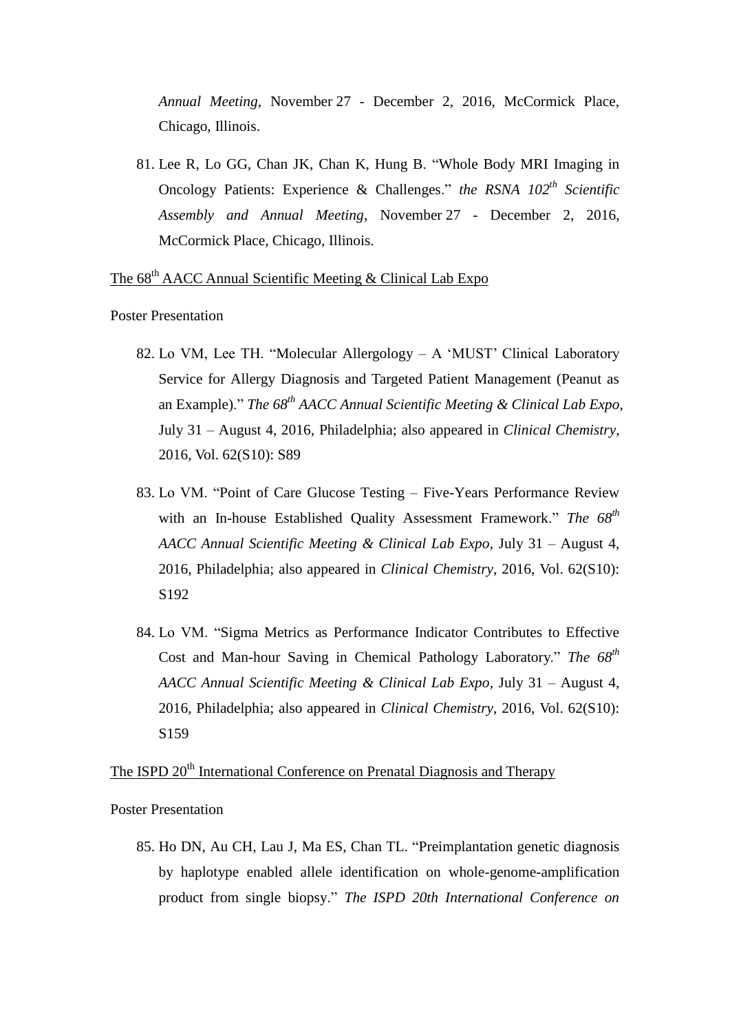*Annual Meeting*, November 27 - December 2, 2016, McCormick Place, Chicago, Illinois.

81. Lee R, Lo GG, Chan JK, Chan K, Hung B. "Whole Body MRI Imaging in Oncology Patients: Experience & Challenges." *the RSNA 102^th Scientific Assembly and Annual Meeting*, November 27 - December 2, 2016, McCormick Place, Chicago, Illinois.

The 68^th AACC Annual Scientific Meeting & Clinical Lab Expo

Poster Presentation

82. Lo VM, Lee TH. "Molecular Allergology – A 'MUST' Clinical Laboratory Service for Allergy Diagnosis and Targeted Patient Management (Peanut as an Example)." *The 68^th AACC Annual Scientific Meeting & Clinical Lab Expo*, July 31 – August 4, 2016, Philadelphia; also appeared in *Clinical Chemistry*, 2016, Vol. 62(S10): S89

83. Lo VM. "Point of Care Glucose Testing – Five-Years Performance Review with an In-house Established Quality Assessment Framework." *The 68^th AACC Annual Scientific Meeting & Clinical Lab Expo*, July 31 – August 4, 2016, Philadelphia; also appeared in *Clinical Chemistry*, 2016, Vol. 62(S10): S192

84. Lo VM. "Sigma Metrics as Performance Indicator Contributes to Effective Cost and Man-hour Saving in Chemical Pathology Laboratory." *The 68^th AACC Annual Scientific Meeting & Clinical Lab Expo*, July 31 – August 4, 2016, Philadelphia; also appeared in *Clinical Chemistry*, 2016, Vol. 62(S10): S159

The ISPD 20^th International Conference on Prenatal Diagnosis and Therapy

Poster Presentation

85. Ho DN, Au CH, Lau J, Ma ES, Chan TL. "Preimplantation genetic diagnosis by haplotype enabled allele identification on whole-genome-amplification product from single biopsy." *The ISPD 20th International Conference on*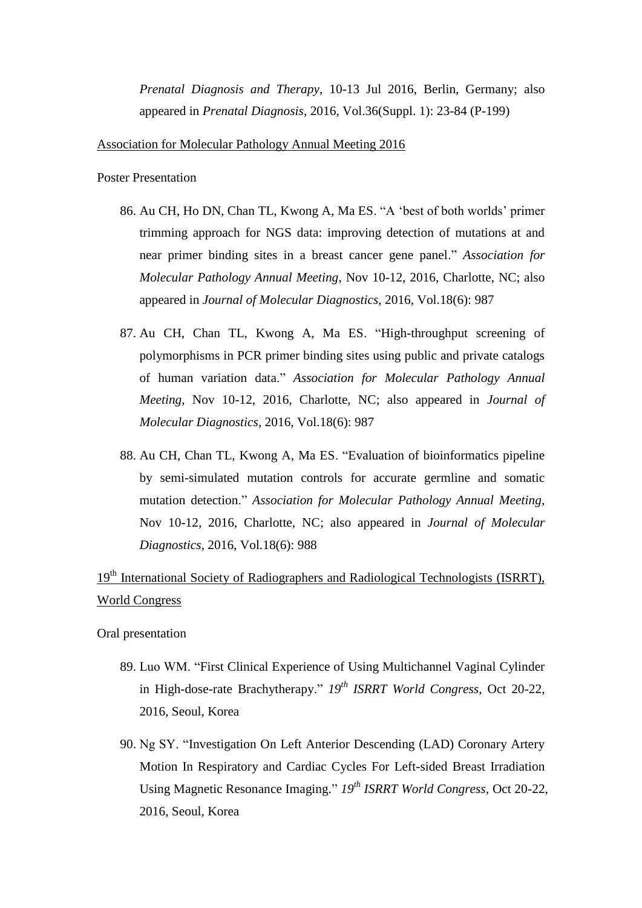*Prenatal Diagnosis and Therapy*, 10-13 Jul 2016, Berlin, Germany; also appeared in *Prenatal Diagnosis*, 2016, Vol.36(Suppl. 1): 23-84 (P-199)

Association for Molecular Pathology Annual Meeting 2016

Poster Presentation

86. Au CH, Ho DN, Chan TL, Kwong A, Ma ES. "A 'best of both worlds' primer trimming approach for NGS data: improving detection of mutations at and near primer binding sites in a breast cancer gene panel." *Association for Molecular Pathology Annual Meeting*, Nov 10-12, 2016, Charlotte, NC; also appeared in *Journal of Molecular Diagnostics*, 2016, Vol.18(6): 987

87. Au CH, Chan TL, Kwong A, Ma ES. "High-throughput screening of polymorphisms in PCR primer binding sites using public and private catalogs of human variation data." *Association for Molecular Pathology Annual Meeting*, Nov 10-12, 2016, Charlotte, NC; also appeared in *Journal of Molecular Diagnostics*, 2016, Vol.18(6): 987

88. Au CH, Chan TL, Kwong A, Ma ES. "Evaluation of bioinformatics pipeline by semi-simulated mutation controls for accurate germline and somatic mutation detection." *Association for Molecular Pathology Annual Meeting*, Nov 10-12, 2016, Charlotte, NC; also appeared in *Journal of Molecular Diagnostics*, 2016, Vol.18(6): 988

19th International Society of Radiographers and Radiological Technologists (ISRRT), World Congress

Oral presentation

89. Luo WM. "First Clinical Experience of Using Multichannel Vaginal Cylinder in High-dose-rate Brachytherapy." *19th ISRRT World Congress*, Oct 20-22, 2016, Seoul, Korea

90. Ng SY. "Investigation On Left Anterior Descending (LAD) Coronary Artery Motion In Respiratory and Cardiac Cycles For Left-sided Breast Irradiation Using Magnetic Resonance Imaging." *19th ISRRT World Congress*, Oct 20-22, 2016, Seoul, Korea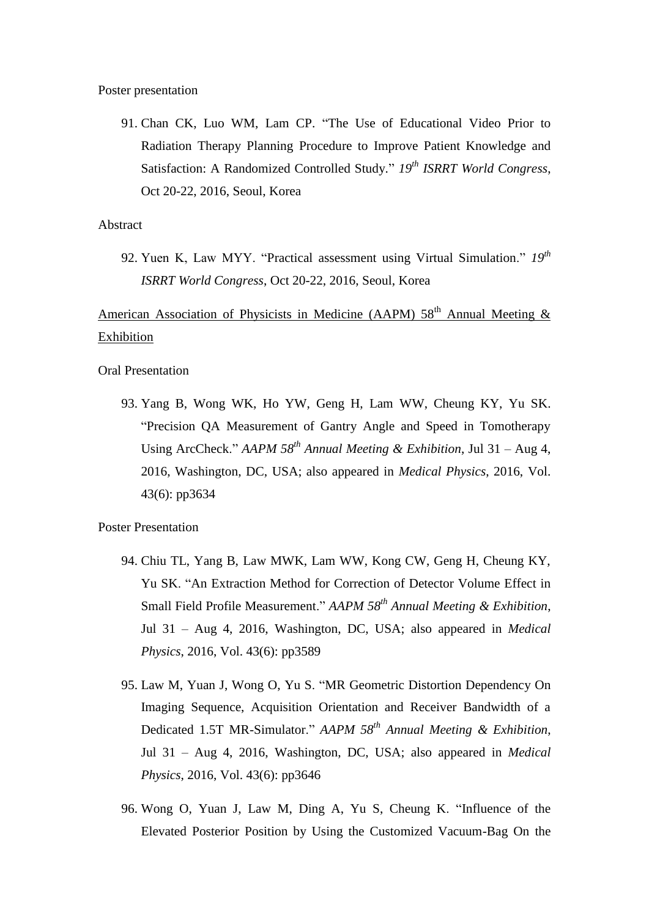Poster presentation

91. Chan CK, Luo WM, Lam CP. "The Use of Educational Video Prior to Radiation Therapy Planning Procedure to Improve Patient Knowledge and Satisfaction: A Randomized Controlled Study." *19th ISRRT World Congress*, Oct 20-22, 2016, Seoul, Korea

Abstract

92. Yuen K, Law MYY. "Practical assessment using Virtual Simulation." *19th ISRRT World Congress*, Oct 20-22, 2016, Seoul, Korea

American Association of Physicists in Medicine (AAPM) 58th Annual Meeting & Exhibition

Oral Presentation

93. Yang B, Wong WK, Ho YW, Geng H, Lam WW, Cheung KY, Yu SK. "Precision QA Measurement of Gantry Angle and Speed in Tomotherapy Using ArcCheck." *AAPM 58th Annual Meeting & Exhibition*, Jul 31 – Aug 4, 2016, Washington, DC, USA; also appeared in *Medical Physics*, 2016, Vol. 43(6): pp3634

Poster Presentation

94. Chiu TL, Yang B, Law MWK, Lam WW, Kong CW, Geng H, Cheung KY, Yu SK. "An Extraction Method for Correction of Detector Volume Effect in Small Field Profile Measurement." *AAPM 58th Annual Meeting & Exhibition*, Jul 31 – Aug 4, 2016, Washington, DC, USA; also appeared in *Medical Physics*, 2016, Vol. 43(6): pp3589

95. Law M, Yuan J, Wong O, Yu S. "MR Geometric Distortion Dependency On Imaging Sequence, Acquisition Orientation and Receiver Bandwidth of a Dedicated 1.5T MR-Simulator." *AAPM 58th Annual Meeting & Exhibition*, Jul 31 – Aug 4, 2016, Washington, DC, USA; also appeared in *Medical Physics*, 2016, Vol. 43(6): pp3646

96. Wong O, Yuan J, Law M, Ding A, Yu S, Cheung K. "Influence of the Elevated Posterior Position by Using the Customized Vacuum-Bag On the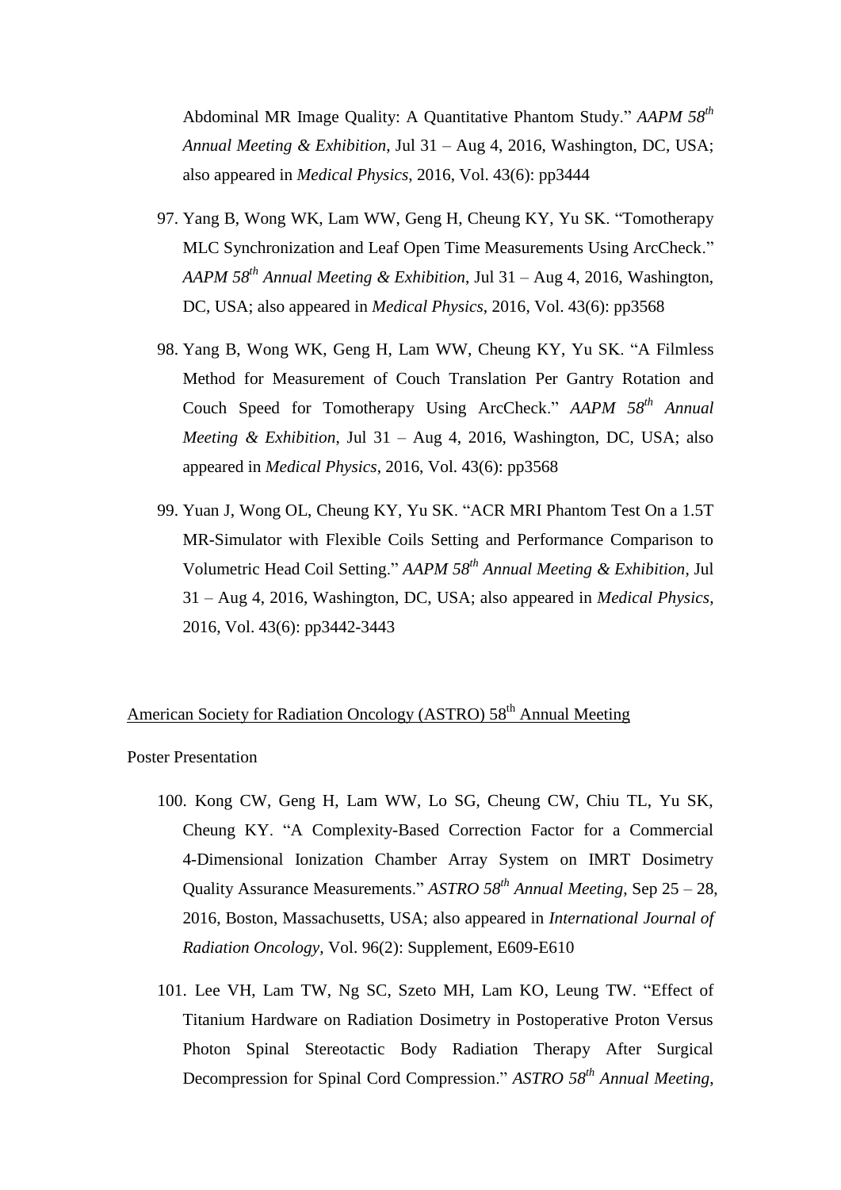Abdominal MR Image Quality: A Quantitative Phantom Study." *AAPM 58th Annual Meeting & Exhibition*, Jul 31 – Aug 4, 2016, Washington, DC, USA; also appeared in *Medical Physics*, 2016, Vol. 43(6): pp3444

97. Yang B, Wong WK, Lam WW, Geng H, Cheung KY, Yu SK. "Tomotherapy MLC Synchronization and Leaf Open Time Measurements Using ArcCheck." *AAPM 58th Annual Meeting & Exhibition*, Jul 31 – Aug 4, 2016, Washington, DC, USA; also appeared in *Medical Physics*, 2016, Vol. 43(6): pp3568

98. Yang B, Wong WK, Geng H, Lam WW, Cheung KY, Yu SK. "A Filmless Method for Measurement of Couch Translation Per Gantry Rotation and Couch Speed for Tomotherapy Using ArcCheck." *AAPM 58th Annual Meeting & Exhibition*, Jul 31 – Aug 4, 2016, Washington, DC, USA; also appeared in *Medical Physics*, 2016, Vol. 43(6): pp3568

99. Yuan J, Wong OL, Cheung KY, Yu SK. "ACR MRI Phantom Test On a 1.5T MR-Simulator with Flexible Coils Setting and Performance Comparison to Volumetric Head Coil Setting." *AAPM 58th Annual Meeting & Exhibition*, Jul 31 – Aug 4, 2016, Washington, DC, USA; also appeared in *Medical Physics*, 2016, Vol. 43(6): pp3442-3443

American Society for Radiation Oncology (ASTRO) 58th Annual Meeting

Poster Presentation

100. Kong CW, Geng H, Lam WW, Lo SG, Cheung CW, Chiu TL, Yu SK, Cheung KY. "A Complexity-Based Correction Factor for a Commercial 4-Dimensional Ionization Chamber Array System on IMRT Dosimetry Quality Assurance Measurements." *ASTRO 58th Annual Meeting*, Sep 25 – 28, 2016, Boston, Massachusetts, USA; also appeared in *International Journal of Radiation Oncology*, Vol. 96(2): Supplement, E609-E610

101. Lee VH, Lam TW, Ng SC, Szeto MH, Lam KO, Leung TW. "Effect of Titanium Hardware on Radiation Dosimetry in Postoperative Proton Versus Photon Spinal Stereotactic Body Radiation Therapy After Surgical Decompression for Spinal Cord Compression." *ASTRO 58th Annual Meeting*,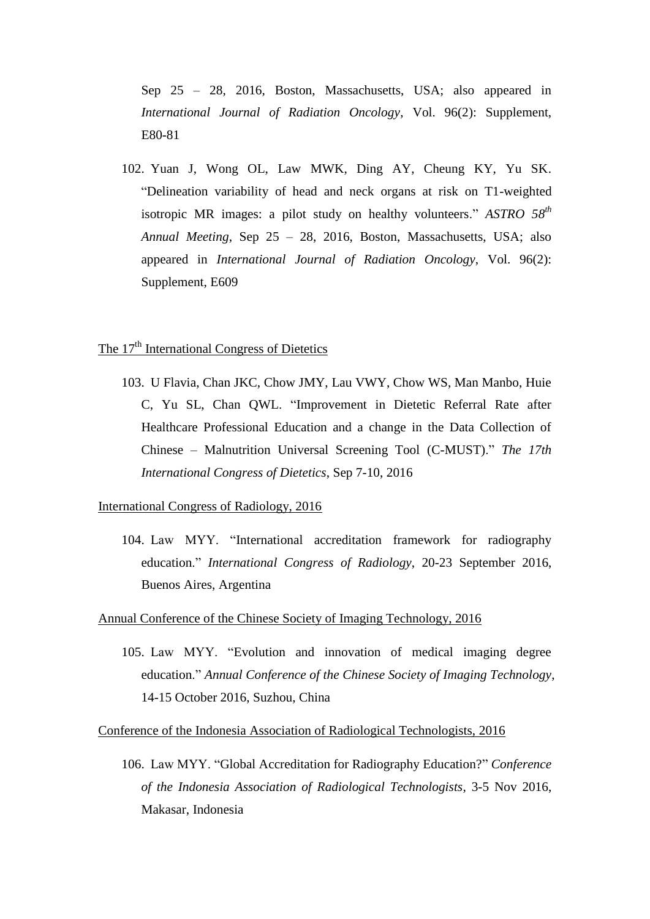Sep 25 – 28, 2016, Boston, Massachusetts, USA; also appeared in *International Journal of Radiation Oncology*, Vol. 96(2): Supplement, E80-81

102. Yuan J, Wong OL, Law MWK, Ding AY, Cheung KY, Yu SK. "Delineation variability of head and neck organs at risk on T1-weighted isotropic MR images: a pilot study on healthy volunteers." *ASTRO 58th Annual Meeting*, Sep 25 – 28, 2016, Boston, Massachusetts, USA; also appeared in *International Journal of Radiation Oncology*, Vol. 96(2): Supplement, E609

The 17th International Congress of Dietetics

103. U Flavia, Chan JKC, Chow JMY, Lau VWY, Chow WS, Man Manbo, Huie C, Yu SL, Chan QWL. "Improvement in Dietetic Referral Rate after Healthcare Professional Education and a change in the Data Collection of Chinese – Malnutrition Universal Screening Tool (C-MUST)." *The 17th International Congress of Dietetics*, Sep 7-10, 2016

International Congress of Radiology, 2016

104. Law MYY. "International accreditation framework for radiography education." *International Congress of Radiology*, 20-23 September 2016, Buenos Aires, Argentina

Annual Conference of the Chinese Society of Imaging Technology, 2016

105. Law MYY. "Evolution and innovation of medical imaging degree education." *Annual Conference of the Chinese Society of Imaging Technology*, 14-15 October 2016, Suzhou, China

Conference of the Indonesia Association of Radiological Technologists, 2016

106. Law MYY. "Global Accreditation for Radiography Education?" *Conference of the Indonesia Association of Radiological Technologists*, 3-5 Nov 2016, Makasar, Indonesia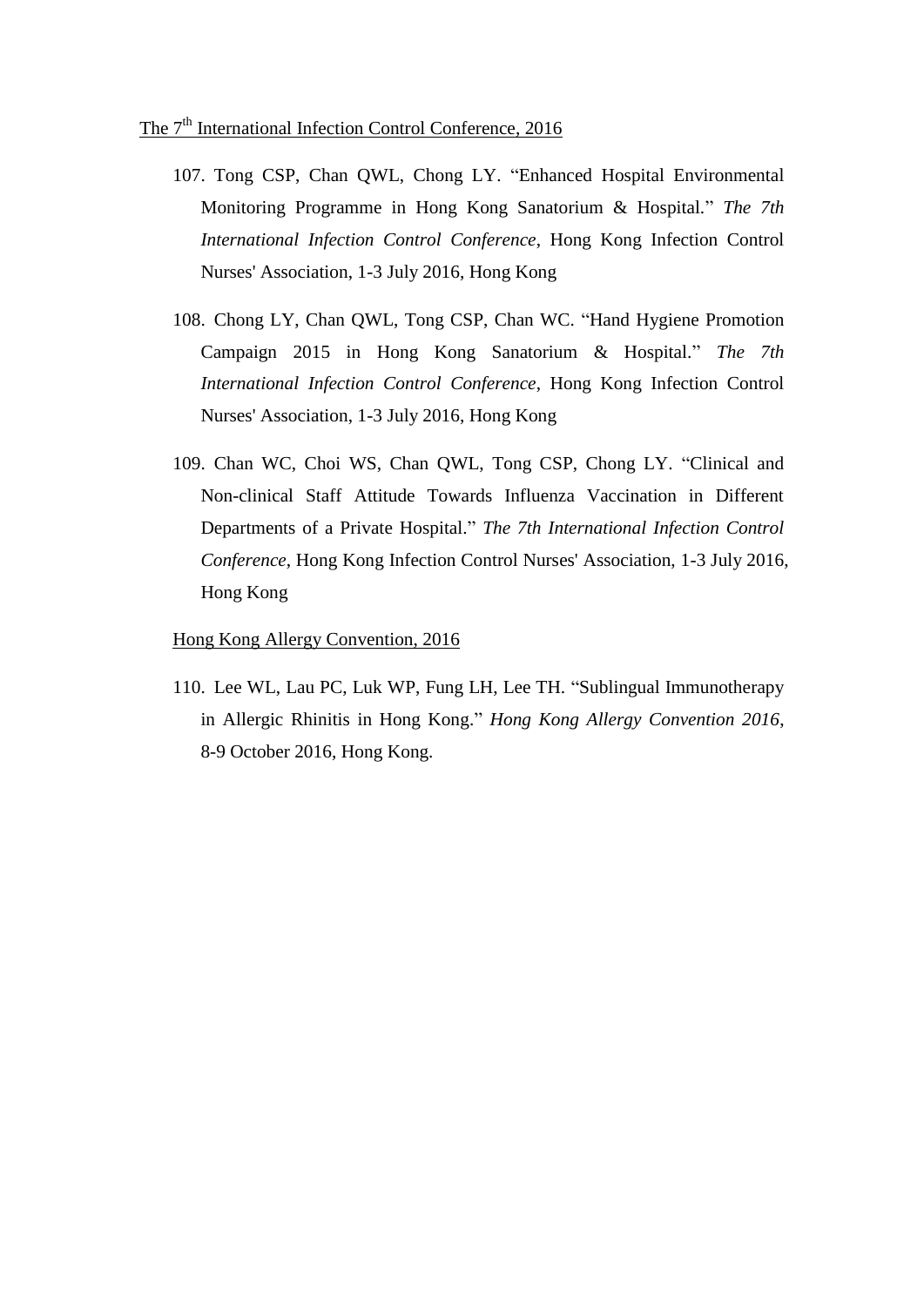The 7th International Infection Control Conference, 2016

107. Tong CSP, Chan QWL, Chong LY. "Enhanced Hospital Environmental Monitoring Programme in Hong Kong Sanatorium & Hospital." *The 7th International Infection Control Conference*, Hong Kong Infection Control Nurses' Association, 1-3 July 2016, Hong Kong

108. Chong LY, Chan QWL, Tong CSP, Chan WC. "Hand Hygiene Promotion Campaign 2015 in Hong Kong Sanatorium & Hospital." *The 7th International Infection Control Conference*, Hong Kong Infection Control Nurses' Association, 1-3 July 2016, Hong Kong

109. Chan WC, Choi WS, Chan QWL, Tong CSP, Chong LY. "Clinical and Non-clinical Staff Attitude Towards Influenza Vaccination in Different Departments of a Private Hospital." *The 7th International Infection Control Conference*, Hong Kong Infection Control Nurses' Association, 1-3 July 2016, Hong Kong

Hong Kong Allergy Convention, 2016

110. Lee WL, Lau PC, Luk WP, Fung LH, Lee TH. "Sublingual Immunotherapy in Allergic Rhinitis in Hong Kong." *Hong Kong Allergy Convention 2016*, 8-9 October 2016, Hong Kong.